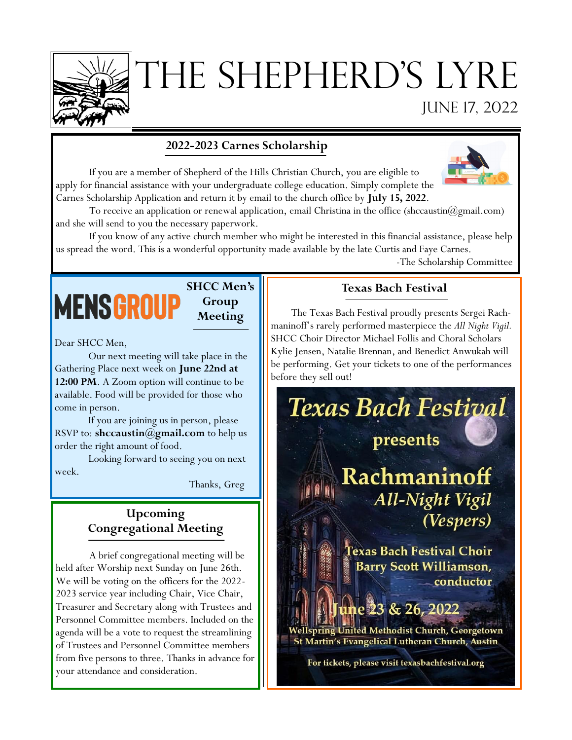# The Shepherd's Lyre

June 17, 2022

## 2022-2023 Carnes Scholarship

If you are a member of Shepherd of the Hills Christian Church, you are eligible to apply for financial assistance with your undergraduate college education. Simply complete the Carnes Scholarship Application and return it by email to the church office by **July 15, 2022**.

To receive an application or renewal application, email Christina in the office (shccaustin@gmail.com) and she will send to you the necessary paperwork.

If you know of any active church member who might be interested in this financial assistance, please help us spread the word. This is a wonderful opportunity made available by the late Curtis and Faye Carnes.

-The Scholarship Committee

## MENS GROUP

### SHCC Men's Group Meeting

Dear SHCC Men,

Our next meeting will take place in the Gathering Place next week on **June 22nd at 12:00 PM**. A Zoom option will continue to be available. Food will be provided for those who come in person.

If you are joining us in person, please RSVP to: **shccaustin@gmail.com** to help us order the right amount of food.

Looking forward to seeing you on next week.

Thanks, Greg

## Upcoming Congregational Meeting

A brief congregational meeting will be held after Worship next Sunday on June 26th. We will be voting on the officers for the 2022-2023 service year including Chair, Vice Chair, Treasurer and Secretary along with Trustees and Personnel Committee members. Included on the agenda will be a vote to request the streamlining of Trustees and Personnel Committee members from five persons to three. Thanks in advance for your attendance and consideration.

## Texas Bach Festival

The Texas Bach Festival proudly presents Sergei Rachmaninoff's rarely performed masterpiece the *All Night Vigil.* SHCC Choir Director Michael Follis and Choral Scholars Kylie Jensen, Natalie Brennan, and Benedict Anwukah will be performing. Get your tickets to one of the performances before they sell out!

**Texas Bach Festival** presents

**Rachmaninoff** *All-Night Vigil (Vespers)*

Texas Bach Festival Choir
Barry Scott Williamson, conductor

**June 23 & 26, 2022**

Wellspring United Methodist Church, Georgetown
St Martin's Evangelical Lutheran Church, Austin

For tickets, please visit texasbachfestival.org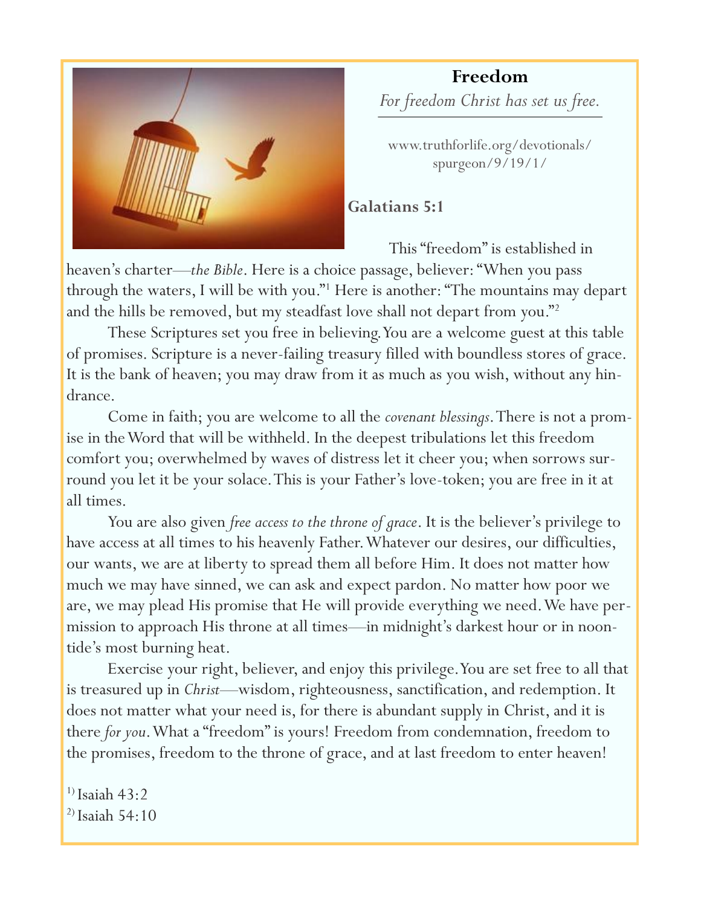## Freedom

*For freedom Christ has set us free.*

www.truthforlife.org/devotionals/spurgeon/9/19/1/

**Galatians 5:1**

This “freedom” is established in heaven’s charter—*the Bible*. Here is a choice passage, believer: “When you pass through the waters, I will be with you.”[1] Here is another: “The mountains may depart and the hills be removed, but my steadfast love shall not depart from you.”[2]

These Scriptures set you free in believing. You are a welcome guest at this table of promises. Scripture is a never-failing treasury filled with boundless stores of grace. It is the bank of heaven; you may draw from it as much as you wish, without any hindrance.

Come in faith; you are welcome to all the *covenant blessings*. There is not a promise in the Word that will be withheld. In the deepest tribulations let this freedom comfort you; overwhelmed by waves of distress let it cheer you; when sorrows surround you let it be your solace. This is your Father’s love-token; you are free in it at all times.

You are also given *free access to the throne of grace*. It is the believer’s privilege to have access at all times to his heavenly Father. Whatever our desires, our difficulties, our wants, we are at liberty to spread them all before Him. It does not matter how much we may have sinned, we can ask and expect pardon. No matter how poor we are, we may plead His promise that He will provide everything we need. We have permission to approach His throne at all times—in midnight’s darkest hour or in noontide’s most burning heat.

Exercise your right, believer, and enjoy this privilege. You are set free to all that is treasured up in *Christ*—wisdom, righteousness, sanctification, and redemption. It does not matter what your need is, for there is abundant supply in Christ, and it is there *for you*. What a “freedom” is yours! Freedom from condemnation, freedom to the promises, freedom to the throne of grace, and at last freedom to enter heaven!

1) Isaiah 43:2
2) Isaiah 54:10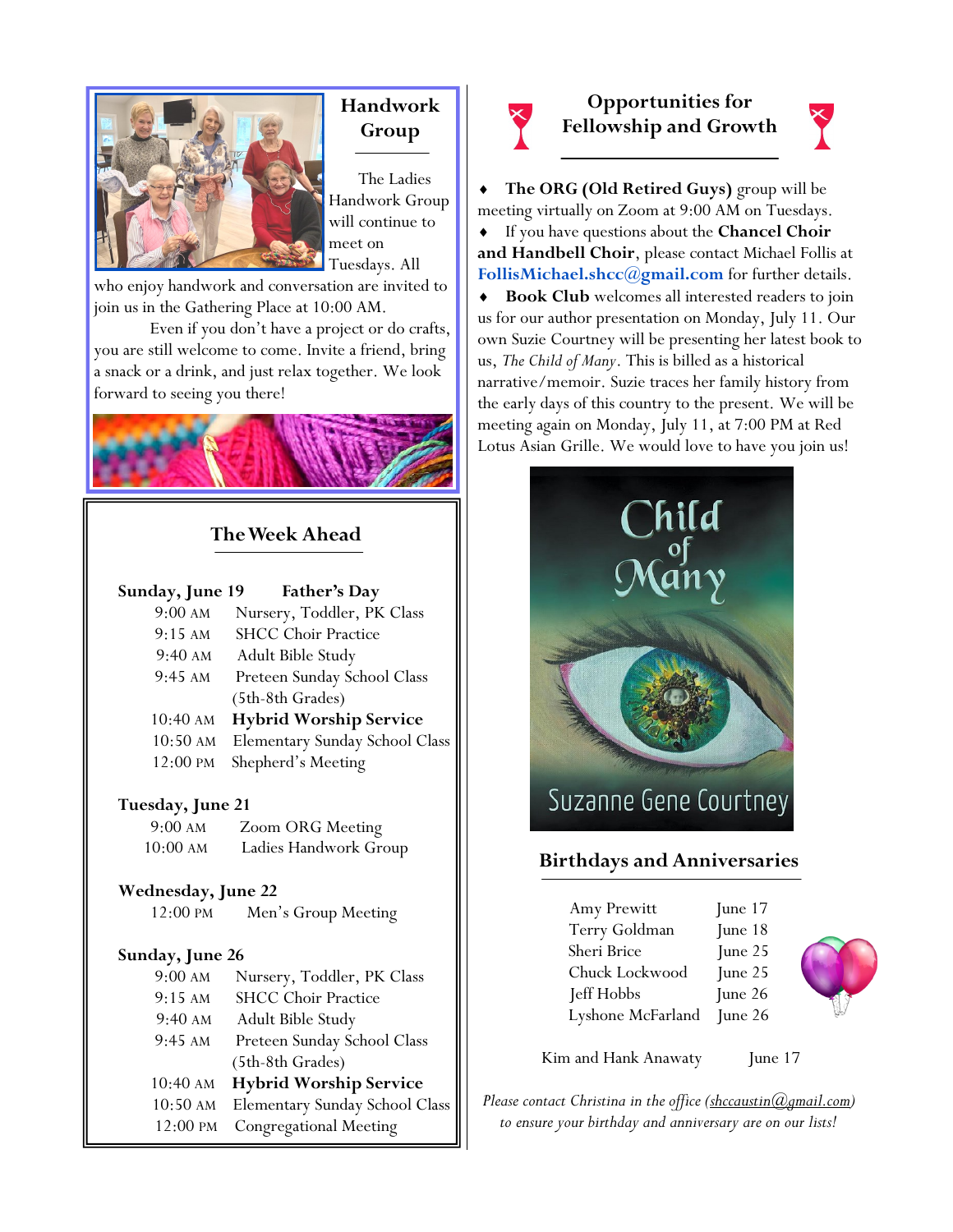## Handwork Group

The Ladies Handwork Group will continue to meet on Tuesdays. All who enjoy handwork and conversation are invited to join us in the Gathering Place at 10:00 AM.

Even if you don't have a project or do crafts, you are still welcome to come. Invite a friend, bring a snack or a drink, and just relax together. We look forward to seeing you there!

## The Week Ahead

**Sunday, June 19 — Father's Day**

| | |
|---|---|
| 9:00 AM | Nursery, Toddler, PK Class |
| 9:15 AM | SHCC Choir Practice |
| 9:40 AM | Adult Bible Study |
| 9:45 AM | Preteen Sunday School Class (5th-8th Grades) |
| 10:40 AM | **Hybrid Worship Service** |
| 10:50 AM | Elementary Sunday School Class |
| 12:00 PM | Shepherd's Meeting |

**Tuesday, June 21**

| | |
|---|---|
| 9:00 AM | Zoom ORG Meeting |
| 10:00 AM | Ladies Handwork Group |

**Wednesday, June 22**

| | |
|---|---|
| 12:00 PM | Men's Group Meeting |

**Sunday, June 26**

| | |
|---|---|
| 9:00 AM | Nursery, Toddler, PK Class |
| 9:15 AM | SHCC Choir Practice |
| 9:40 AM | Adult Bible Study |
| 9:45 AM | Preteen Sunday School Class (5th-8th Grades) |
| 10:40 AM | **Hybrid Worship Service** |
| 10:50 AM | Elementary Sunday School Class |
| 12:00 PM | Congregational Meeting |

## Opportunities for Fellowship and Growth

- **The ORG (Old Retired Guys)** group will be meeting virtually on Zoom at 9:00 AM on Tuesdays.
- If you have questions about the **Chancel Choir and Handbell Choir**, please contact Michael Follis at **FollisMichael.shcc@gmail.com** for further details.
- **Book Club** welcomes all interested readers to join us for our author presentation on Monday, July 11. Our own Suzie Courtney will be presenting her latest book to us, *The Child of Many*. This is billed as a historical narrative/memoir. Suzie traces her family history from the early days of this country to the present. We will be meeting again on Monday, July 11, at 7:00 PM at Red Lotus Asian Grille. We would love to have you join us!

Child of Many — Suzanne Gene Courtney

## Birthdays and Anniversaries

| | |
|---|---|
| Amy Prewitt | June 17 |
| Terry Goldman | June 18 |
| Sheri Brice | June 25 |
| Chuck Lockwood | June 25 |
| Jeff Hobbs | June 26 |
| Lyshone McFarland | June 26 |

Kim and Hank Anawaty — June 17

*Please contact Christina in the office (shccaustin@gmail.com) to ensure your birthday and anniversary are on our lists!*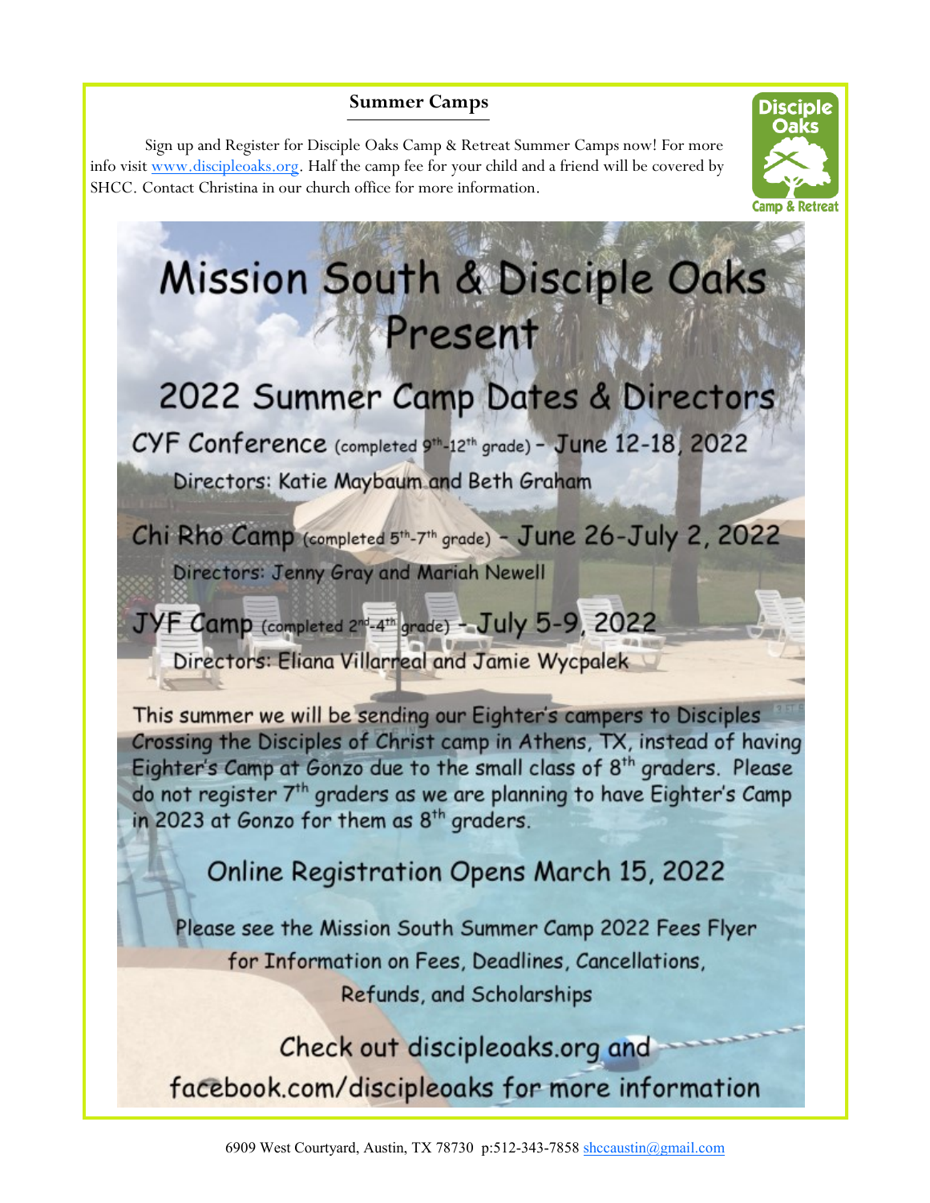## Summary Camps

Sign up and Register for Disciple Oaks Camp & Retreat Summer Camps now! For more info visit [www.discipleoaks.org](http://www.discipleoaks.org). Half the camp fee for your child and a friend will be covered by SHCC. Contact Christina in our church office for more information.

# Mission South & Disciple Oaks Present

## 2022 Summer Camp Dates & Directors

**CYF Conference** (completed 9th-12th grade) – June 12-18, 2022
Directors: Katie Maybaum and Beth Graham

**Chi Rho Camp** (completed 5th-7th grade) – June 26-July 2, 2022
Directors: Jenny Gray and Mariah Newell

**JYF Camp** (completed 2nd-4th grade) – July 5-9, 2022
Directors: Eliana Villarreal and Jamie Wycpalek

This summer we will be sending our Eighter's campers to Disciples Crossing the Disciples of Christ camp in Athens, TX, instead of having Eighter's Camp at Gonzo due to the small class of 8th graders. Please do not register 7th graders as we are planning to have Eighter's Camp in 2023 at Gonzo for them as 8th graders.

### Online Registration Opens March 15, 2022

Please see the Mission South Summer Camp 2022 Fees Flyer for Information on Fees, Deadlines, Cancellations, Refunds, and Scholarships

Check out discipleoaks.org and facebook.com/discipleoaks for more information

6909 West Courtyard, Austin, TX 78730 p:512-343-7858 [shccaustin@gmail.com](mailto:shccaustin@gmail.com)